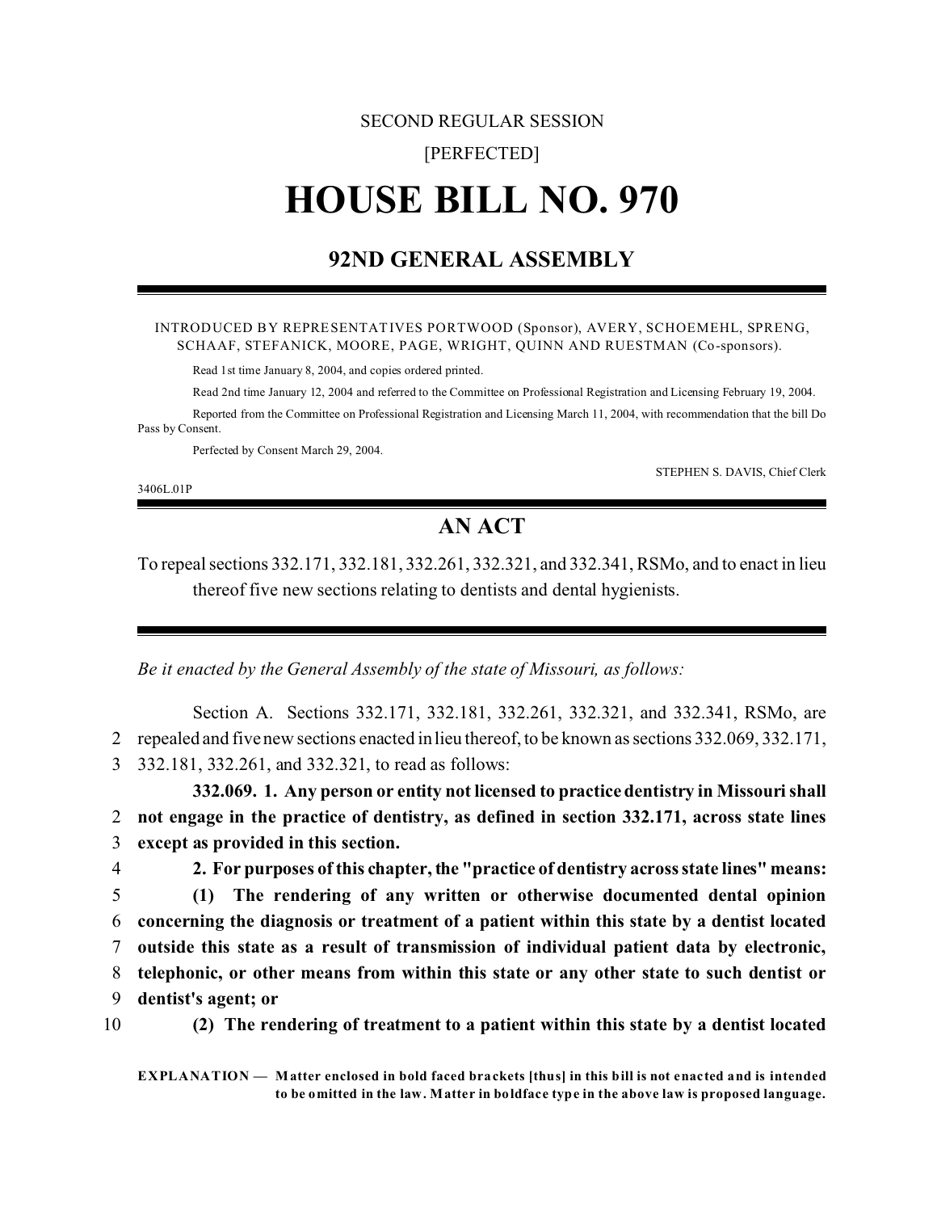SECOND REGULAR SESSION

[PERFECTED]

# HOUSE BILL NO. 970

## 92ND GENERAL ASSEMBLY

INTRODUCED BY REPRESENTATIVES PORTWOOD (Sponsor), AVERY, SCHOEMEHL, SPRENG, SCHAAF, STEFANICK, MOORE, PAGE, WRIGHT, QUINN AND RUESTMAN (Co-sponsors).

Read 1st time January 8, 2004, and copies ordered printed.

Read 2nd time January 12, 2004 and referred to the Committee on Professional Registration and Licensing February 19, 2004.

Reported from the Committee on Professional Registration and Licensing March 11, 2004, with recommendation that the bill Do Pass by Consent.

Perfected by Consent March 29, 2004.

STEPHEN S. DAVIS, Chief Clerk

3406L.01P

## AN ACT

To repeal sections 332.171, 332.181, 332.261, 332.321, and 332.341, RSMo, and to enact in lieu thereof five new sections relating to dentists and dental hygienists.

*Be it enacted by the General Assembly of the state of Missouri, as follows:*

Section A. Sections 332.171, 332.181, 332.261, 332.321, and 332.341, RSMo, are
2 repealed and five new sections enacted in lieu thereof, to be known as sections 332.069, 332.171,
3 332.181, 332.261, and 332.321, to read as follows:

**332.069. 1. Any person or entity not licensed to practice dentistry in Missouri shall**
2 **not engage in the practice of dentistry, as defined in section 332.171, across state lines**
3 **except as provided in this section.**
4 **2. For purposes of this chapter, the "practice of dentistry across state lines" means:**
5 **(1) The rendering of any written or otherwise documented dental opinion**
6 **concerning the diagnosis or treatment of a patient within this state by a dentist located**
7 **outside this state as a result of transmission of individual patient data by electronic,**
8 **telephonic, or other means from within this state or any other state to such dentist or**
9 **dentist's agent; or**
10 **(2) The rendering of treatment to a patient within this state by a dentist located**

**EXPLANATION — Matter enclosed in bold faced brackets [thus] in this bill is not enacted and is intended to be omitted in the law. Matter in boldface type in the above law is proposed language.**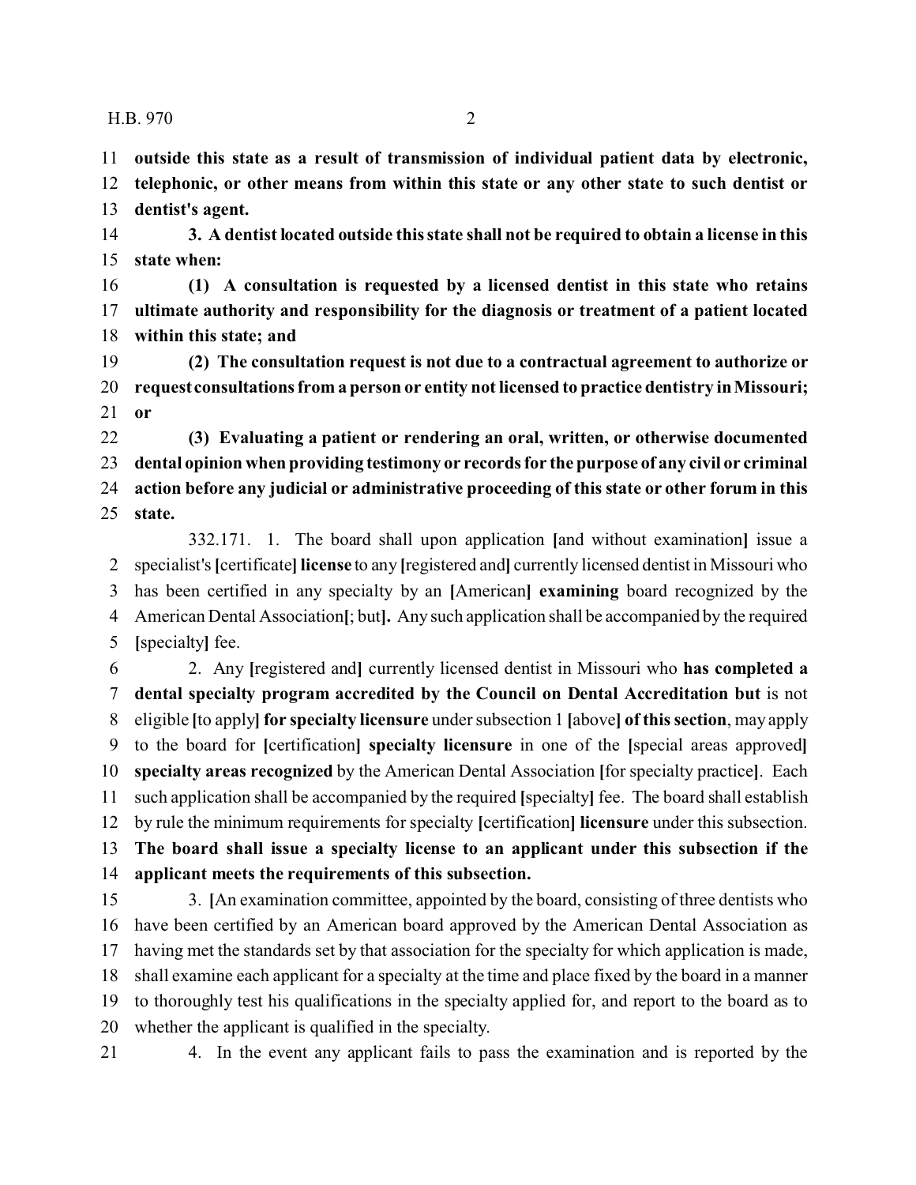**outside this state as a result of transmission of individual patient data by electronic, telephonic, or other means from within this state or any other state to such dentist or dentist's agent.**

**3. A dentist located outside this state shall not be required to obtain a license in this state when:**

**(1) A consultation is requested by a licensed dentist in this state who retains ultimate authority and responsibility for the diagnosis or treatment of a patient located within this state; and**

**(2) The consultation request is not due to a contractual agreement to authorize or request consultations from a person or entity not licensed to practice dentistry in Missouri; or**

**(3) Evaluating a patient or rendering an oral, written, or otherwise documented dental opinion when providing testimony or records for the purpose of any civil or criminal action before any judicial or administrative proceeding of this state or other forum in this state.**

332.171. 1. The board shall upon application [and without examination] issue a specialist's [certificate] **license** to any [registered and] currently licensed dentist in Missouri who has been certified in any specialty by an [American] **examining** board recognized by the American Dental Association[; but]**.** Any such application shall be accompanied by the required [specialty] fee.

2. Any [registered and] currently licensed dentist in Missouri who **has completed a dental specialty program accredited by the Council on Dental Accreditation but** is not eligible [to apply] **for specialty licensure** under subsection 1 [above] **of this section**, may apply to the board for [certification] **specialty licensure** in one of the [special areas approved] **specialty areas recognized** by the American Dental Association [for specialty practice]. Each such application shall be accompanied by the required [specialty] fee. The board shall establish by rule the minimum requirements for specialty [certification] **licensure** under this subsection. **The board shall issue a specialty license to an applicant under this subsection if the applicant meets the requirements of this subsection.**

3. [An examination committee, appointed by the board, consisting of three dentists who have been certified by an American board approved by the American Dental Association as having met the standards set by that association for the specialty for which application is made, shall examine each applicant for a specialty at the time and place fixed by the board in a manner to thoroughly test his qualifications in the specialty applied for, and report to the board as to whether the applicant is qualified in the specialty.

4. In the event any applicant fails to pass the examination and is reported by the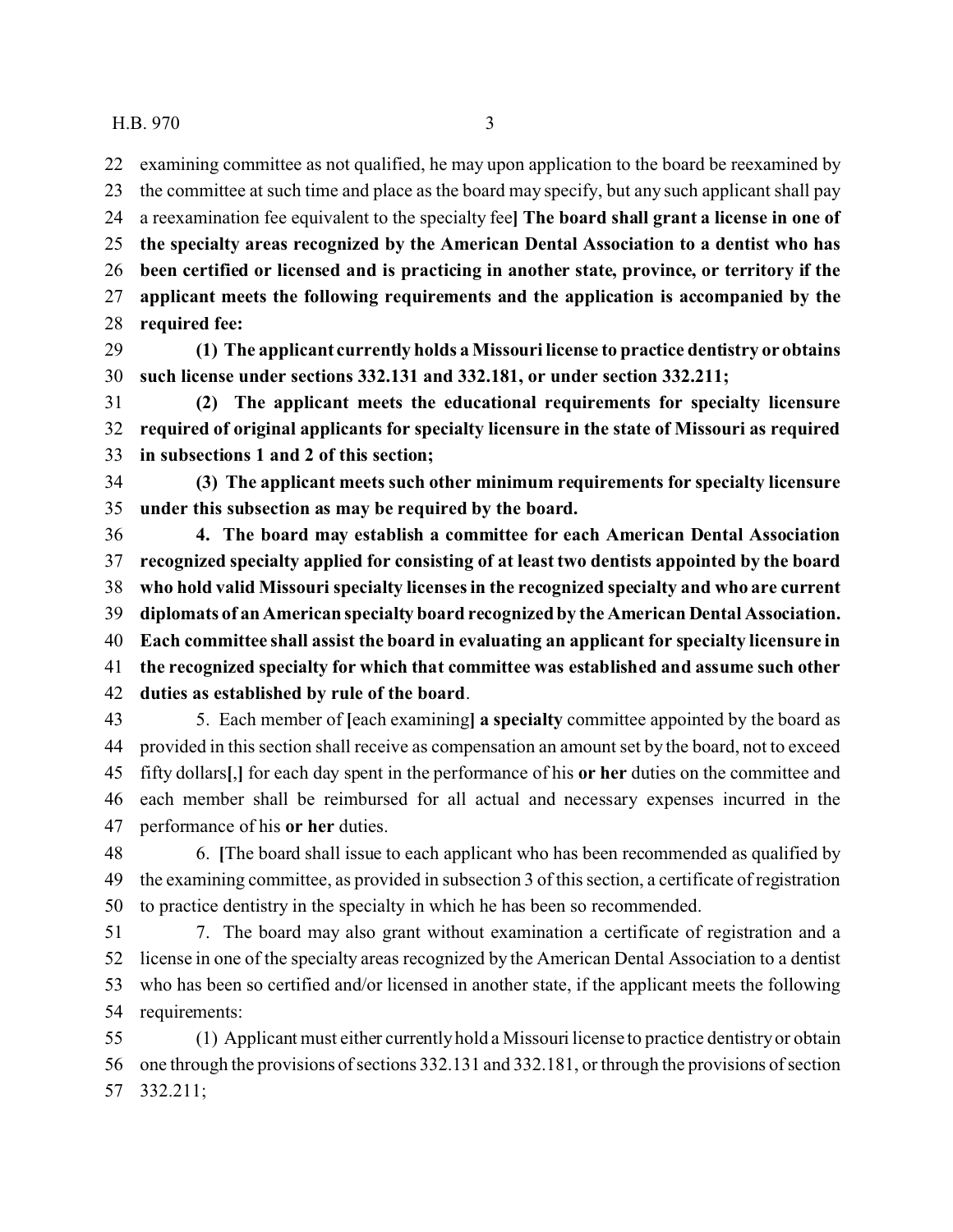examining committee as not qualified, he may upon application to the board be reexamined by the committee at such time and place as the board may specify, but any such applicant shall pay a reexamination fee equivalent to the specialty fee**]** **The board shall grant a license in one of the specialty areas recognized by the American Dental Association to a dentist who has been certified or licensed and is practicing in another state, province, or territory if the applicant meets the following requirements and the application is accompanied by the required fee:**

**(1) The applicant currently holds a Missouri license to practice dentistry or obtains such license under sections 332.131 and 332.181, or under section 332.211;**

**(2) The applicant meets the educational requirements for specialty licensure required of original applicants for specialty licensure in the state of Missouri as required in subsections 1 and 2 of this section;**

**(3) The applicant meets such other minimum requirements for specialty licensure under this subsection as may be required by the board.**

**4. The board may establish a committee for each American Dental Association recognized specialty applied for consisting of at least two dentists appointed by the board who hold valid Missouri specialty licenses in the recognized specialty and who are current diplomats of an American specialty board recognized by the American Dental Association. Each committee shall assist the board in evaluating an applicant for specialty licensure in the recognized specialty for which that committee was established and assume such other duties as established by rule of the board**.

5. Each member of **[**each examining**]** **a specialty** committee appointed by the board as provided in this section shall receive as compensation an amount set by the board, not to exceed fifty dollars**[**,**]** for each day spent in the performance of his **or her** duties on the committee and each member shall be reimbursed for all actual and necessary expenses incurred in the performance of his **or her** duties.

6. **[**The board shall issue to each applicant who has been recommended as qualified by the examining committee, as provided in subsection 3 of this section, a certificate of registration to practice dentistry in the specialty in which he has been so recommended.

7. The board may also grant without examination a certificate of registration and a license in one of the specialty areas recognized by the American Dental Association to a dentist who has been so certified and/or licensed in another state, if the applicant meets the following requirements:

(1) Applicant must either currently hold a Missouri license to practice dentistry or obtain one through the provisions of sections 332.131 and 332.181, or through the provisions of section 332.211;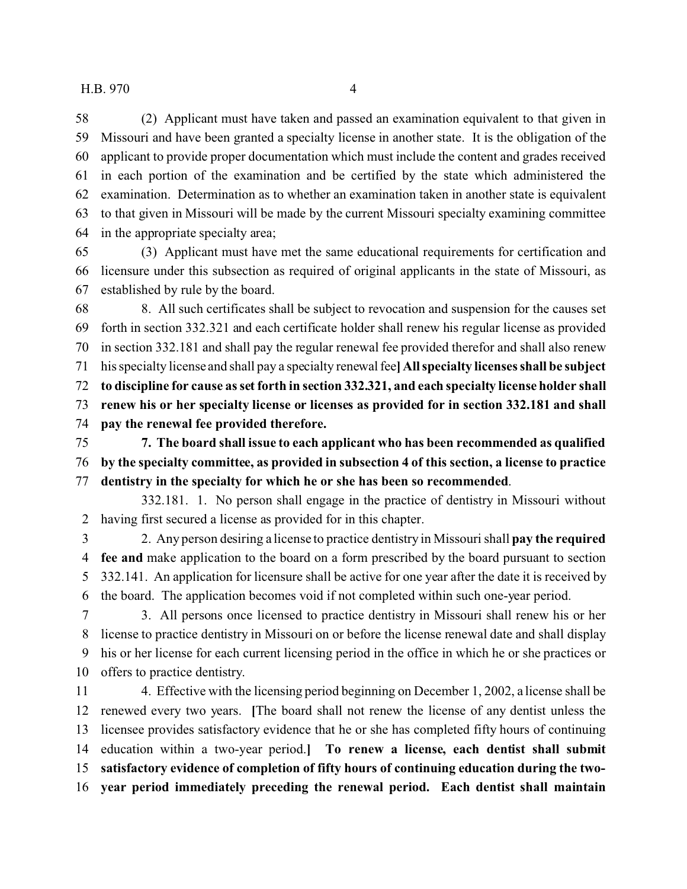(2) Applicant must have taken and passed an examination equivalent to that given in Missouri and have been granted a specialty license in another state. It is the obligation of the applicant to provide proper documentation which must include the content and grades received in each portion of the examination and be certified by the state which administered the examination. Determination as to whether an examination taken in another state is equivalent to that given in Missouri will be made by the current Missouri specialty examining committee in the appropriate specialty area;

(3) Applicant must have met the same educational requirements for certification and licensure under this subsection as required of original applicants in the state of Missouri, as established by rule by the board.

8. All such certificates shall be subject to revocation and suspension for the causes set forth in section 332.321 and each certificate holder shall renew his regular license as provided in section 332.181 and shall pay the regular renewal fee provided therefor and shall also renew his specialty license and shall pay a specialty renewal fee**] All specialty licenses shall be subject to discipline for cause as set forth in section 332.321, and each specialty license holder shall renew his or her specialty license or licenses as provided for in section 332.181 and shall pay the renewal fee provided therefore.**

**7. The board shall issue to each applicant who has been recommended as qualified by the specialty committee, as provided in subsection 4 of this section, a license to practice dentistry in the specialty for which he or she has been so recommended**.

332.181. 1. No person shall engage in the practice of dentistry in Missouri without having first secured a license as provided for in this chapter.

2. Any person desiring a license to practice dentistry in Missouri shall **pay the required fee and** make application to the board on a form prescribed by the board pursuant to section 332.141. An application for licensure shall be active for one year after the date it is received by the board. The application becomes void if not completed within such one-year period.

3. All persons once licensed to practice dentistry in Missouri shall renew his or her license to practice dentistry in Missouri on or before the license renewal date and shall display his or her license for each current licensing period in the office in which he or she practices or offers to practice dentistry.

4. Effective with the licensing period beginning on December 1, 2002, a license shall be renewed every two years. **[**The board shall not renew the license of any dentist unless the licensee provides satisfactory evidence that he or she has completed fifty hours of continuing education within a two-year period.**] To renew a license, each dentist shall submit satisfactory evidence of completion of fifty hours of continuing education during the two-year period immediately preceding the renewal period. Each dentist shall maintain**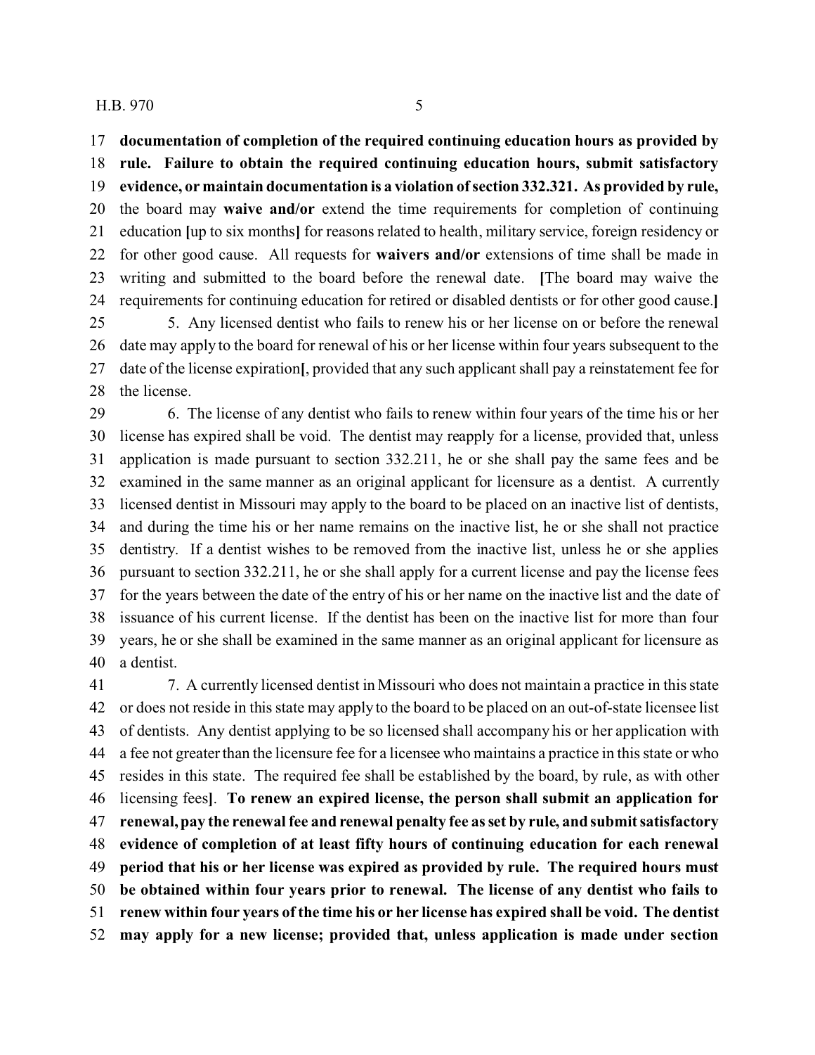**documentation of completion of the required continuing education hours as provided by rule. Failure to obtain the required continuing education hours, submit satisfactory evidence, or maintain documentation is a violation of section 332.321. As provided by rule,** the board may **waive and/or** extend the time requirements for completion of continuing education **[**up to six months**]** for reasons related to health, military service, foreign residency or for other good cause. All requests for **waivers and/or** extensions of time shall be made in writing and submitted to the board before the renewal date. **[**The board may waive the requirements for continuing education for retired or disabled dentists or for other good cause.**]**

5. Any licensed dentist who fails to renew his or her license on or before the renewal date may apply to the board for renewal of his or her license within four years subsequent to the date of the license expiration**[**, provided that any such applicant shall pay a reinstatement fee for the license.

6. The license of any dentist who fails to renew within four years of the time his or her license has expired shall be void. The dentist may reapply for a license, provided that, unless application is made pursuant to section 332.211, he or she shall pay the same fees and be examined in the same manner as an original applicant for licensure as a dentist. A currently licensed dentist in Missouri may apply to the board to be placed on an inactive list of dentists, and during the time his or her name remains on the inactive list, he or she shall not practice dentistry. If a dentist wishes to be removed from the inactive list, unless he or she applies pursuant to section 332.211, he or she shall apply for a current license and pay the license fees for the years between the date of the entry of his or her name on the inactive list and the date of issuance of his current license. If the dentist has been on the inactive list for more than four years, he or she shall be examined in the same manner as an original applicant for licensure as a dentist.

7. A currently licensed dentist in Missouri who does not maintain a practice in this state or does not reside in this state may apply to the board to be placed on an out-of-state licensee list of dentists. Any dentist applying to be so licensed shall accompany his or her application with a fee not greater than the licensure fee for a licensee who maintains a practice in this state or who resides in this state. The required fee shall be established by the board, by rule, as with other licensing fees**]**. **To renew an expired license, the person shall submit an application for renewal, pay the renewal fee and renewal penalty fee as set by rule, and submit satisfactory evidence of completion of at least fifty hours of continuing education for each renewal period that his or her license was expired as provided by rule. The required hours must be obtained within four years prior to renewal. The license of any dentist who fails to renew within four years of the time his or her license has expired shall be void. The dentist may apply for a new license; provided that, unless application is made under section**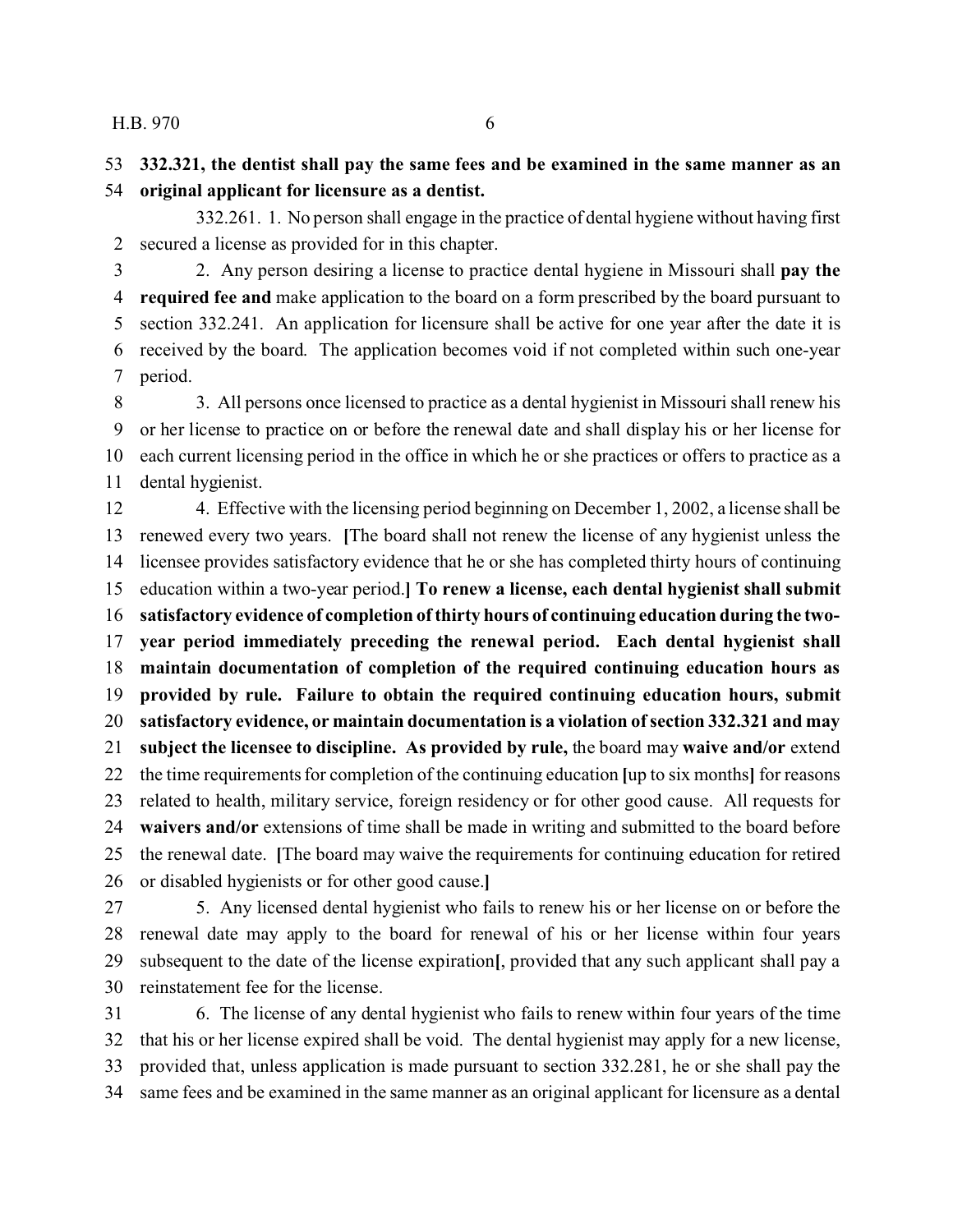**332.321, the dentist shall pay the same fees and be examined in the same manner as an original applicant for licensure as a dentist.**

332.261. 1. No person shall engage in the practice of dental hygiene without having first secured a license as provided for in this chapter.

2. Any person desiring a license to practice dental hygiene in Missouri shall **pay the required fee and** make application to the board on a form prescribed by the board pursuant to section 332.241. An application for licensure shall be active for one year after the date it is received by the board. The application becomes void if not completed within such one-year period.

3. All persons once licensed to practice as a dental hygienist in Missouri shall renew his or her license to practice on or before the renewal date and shall display his or her license for each current licensing period in the office in which he or she practices or offers to practice as a dental hygienist.

4. Effective with the licensing period beginning on December 1, 2002, a license shall be renewed every two years. **[**The board shall not renew the license of any hygienist unless the licensee provides satisfactory evidence that he or she has completed thirty hours of continuing education within a two-year period.**] To renew a license, each dental hygienist shall submit satisfactory evidence of completion of thirty hours of continuing education during the two-year period immediately preceding the renewal period. Each dental hygienist shall maintain documentation of completion of the required continuing education hours as provided by rule. Failure to obtain the required continuing education hours, submit satisfactory evidence, or maintain documentation is a violation of section 332.321 and may subject the licensee to discipline. As provided by rule,** the board may **waive and/or** extend the time requirements for completion of the continuing education **[**up to six months**]** for reasons related to health, military service, foreign residency or for other good cause. All requests for **waivers and/or** extensions of time shall be made in writing and submitted to the board before the renewal date. **[**The board may waive the requirements for continuing education for retired or disabled hygienists or for other good cause.**]**

5. Any licensed dental hygienist who fails to renew his or her license on or before the renewal date may apply to the board for renewal of his or her license within four years subsequent to the date of the license expiration**[**, provided that any such applicant shall pay a reinstatement fee for the license.

6. The license of any dental hygienist who fails to renew within four years of the time that his or her license expired shall be void. The dental hygienist may apply for a new license, provided that, unless application is made pursuant to section 332.281, he or she shall pay the same fees and be examined in the same manner as an original applicant for licensure as a dental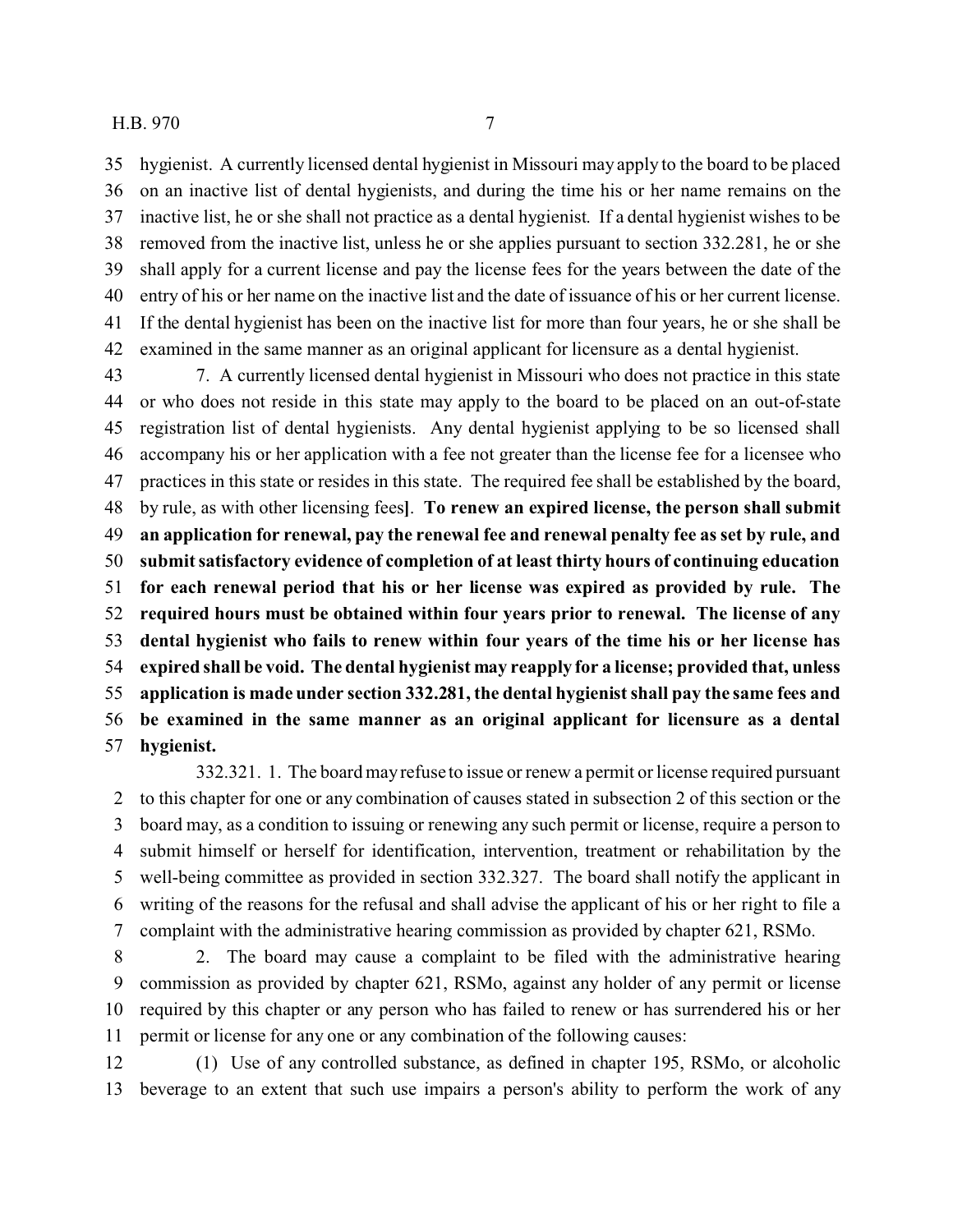hygienist. A currently licensed dental hygienist in Missouri may apply to the board to be placed on an inactive list of dental hygienists, and during the time his or her name remains on the inactive list, he or she shall not practice as a dental hygienist. If a dental hygienist wishes to be removed from the inactive list, unless he or she applies pursuant to section 332.281, he or she shall apply for a current license and pay the license fees for the years between the date of the entry of his or her name on the inactive list and the date of issuance of his or her current license. If the dental hygienist has been on the inactive list for more than four years, he or she shall be examined in the same manner as an original applicant for licensure as a dental hygienist.

7. A currently licensed dental hygienist in Missouri who does not practice in this state or who does not reside in this state may apply to the board to be placed on an out-of-state registration list of dental hygienists. Any dental hygienist applying to be so licensed shall accompany his or her application with a fee not greater than the license fee for a licensee who practices in this state or resides in this state. The required fee shall be established by the board, by rule, as with other licensing fees**]**. **To renew an expired license, the person shall submit an application for renewal, pay the renewal fee and renewal penalty fee as set by rule, and submit satisfactory evidence of completion of at least thirty hours of continuing education for each renewal period that his or her license was expired as provided by rule. The required hours must be obtained within four years prior to renewal. The license of any dental hygienist who fails to renew within four years of the time his or her license has expired shall be void. The dental hygienist may reapply for a license; provided that, unless application is made under section 332.281, the dental hygienist shall pay the same fees and be examined in the same manner as an original applicant for licensure as a dental hygienist.**

332.321. 1. The board may refuse to issue or renew a permit or license required pursuant to this chapter for one or any combination of causes stated in subsection 2 of this section or the board may, as a condition to issuing or renewing any such permit or license, require a person to submit himself or herself for identification, intervention, treatment or rehabilitation by the well-being committee as provided in section 332.327. The board shall notify the applicant in writing of the reasons for the refusal and shall advise the applicant of his or her right to file a complaint with the administrative hearing commission as provided by chapter 621, RSMo.

2. The board may cause a complaint to be filed with the administrative hearing commission as provided by chapter 621, RSMo, against any holder of any permit or license required by this chapter or any person who has failed to renew or has surrendered his or her permit or license for any one or any combination of the following causes:

(1) Use of any controlled substance, as defined in chapter 195, RSMo, or alcoholic beverage to an extent that such use impairs a person's ability to perform the work of any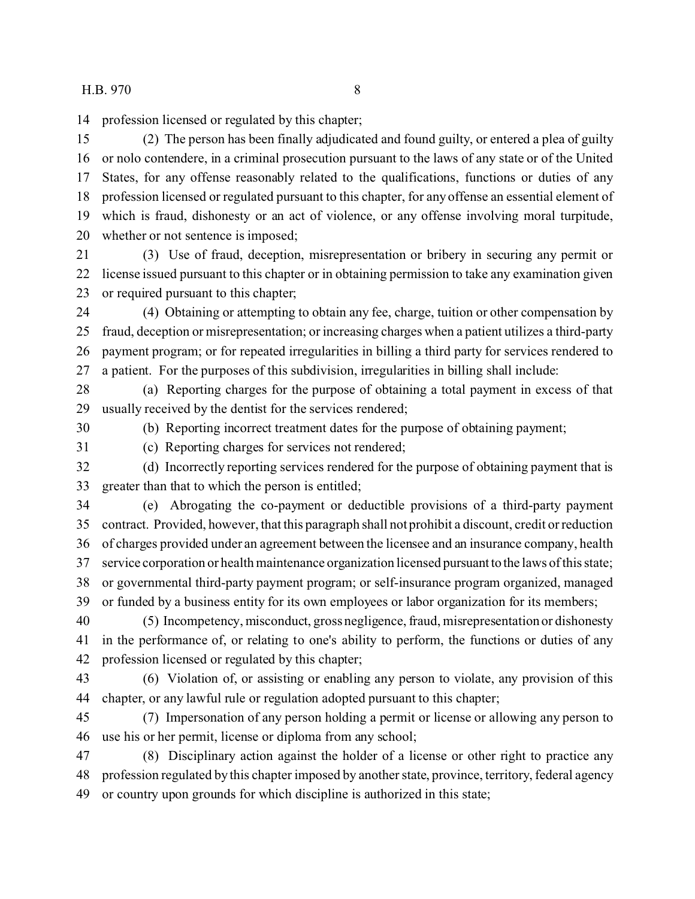profession licensed or regulated by this chapter;

(2) The person has been finally adjudicated and found guilty, or entered a plea of guilty or nolo contendere, in a criminal prosecution pursuant to the laws of any state or of the United States, for any offense reasonably related to the qualifications, functions or duties of any profession licensed or regulated pursuant to this chapter, for any offense an essential element of which is fraud, dishonesty or an act of violence, or any offense involving moral turpitude, whether or not sentence is imposed;

(3) Use of fraud, deception, misrepresentation or bribery in securing any permit or license issued pursuant to this chapter or in obtaining permission to take any examination given or required pursuant to this chapter;

(4) Obtaining or attempting to obtain any fee, charge, tuition or other compensation by fraud, deception or misrepresentation; or increasing charges when a patient utilizes a third-party payment program; or for repeated irregularities in billing a third party for services rendered to a patient. For the purposes of this subdivision, irregularities in billing shall include:

(a) Reporting charges for the purpose of obtaining a total payment in excess of that usually received by the dentist for the services rendered;

(b) Reporting incorrect treatment dates for the purpose of obtaining payment;

(c) Reporting charges for services not rendered;

(d) Incorrectly reporting services rendered for the purpose of obtaining payment that is greater than that to which the person is entitled;

(e) Abrogating the co-payment or deductible provisions of a third-party payment contract. Provided, however, that this paragraph shall not prohibit a discount, credit or reduction of charges provided under an agreement between the licensee and an insurance company, health service corporation or health maintenance organization licensed pursuant to the laws of this state; or governmental third-party payment program; or self-insurance program organized, managed or funded by a business entity for its own employees or labor organization for its members;

(5) Incompetency, misconduct, gross negligence, fraud, misrepresentation or dishonesty in the performance of, or relating to one's ability to perform, the functions or duties of any profession licensed or regulated by this chapter;

(6) Violation of, or assisting or enabling any person to violate, any provision of this chapter, or any lawful rule or regulation adopted pursuant to this chapter;

(7) Impersonation of any person holding a permit or license or allowing any person to use his or her permit, license or diploma from any school;

(8) Disciplinary action against the holder of a license or other right to practice any profession regulated by this chapter imposed by another state, province, territory, federal agency or country upon grounds for which discipline is authorized in this state;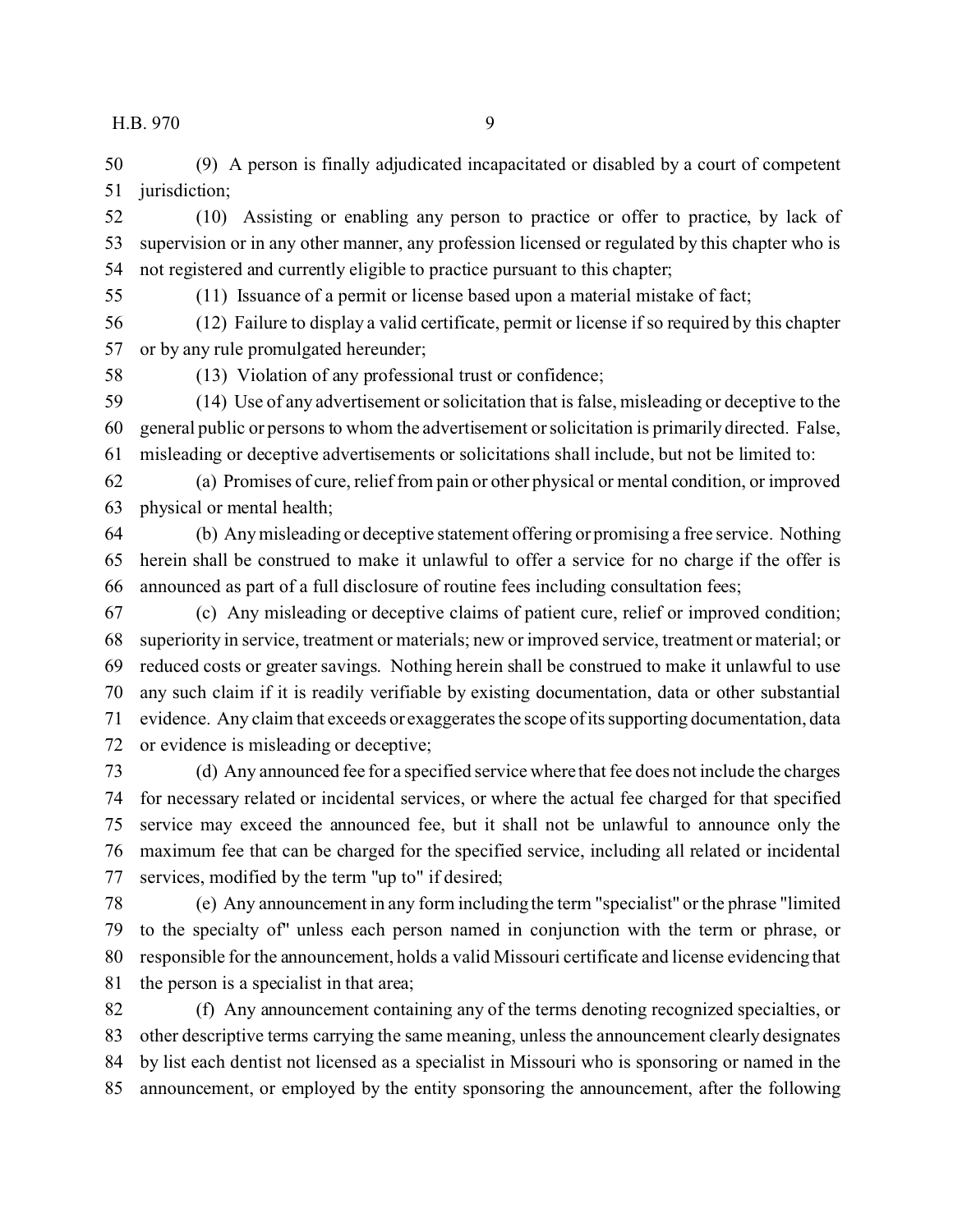(9) A person is finally adjudicated incapacitated or disabled by a court of competent jurisdiction;

(10) Assisting or enabling any person to practice or offer to practice, by lack of supervision or in any other manner, any profession licensed or regulated by this chapter who is not registered and currently eligible to practice pursuant to this chapter;

(11) Issuance of a permit or license based upon a material mistake of fact;

(12) Failure to display a valid certificate, permit or license if so required by this chapter or by any rule promulgated hereunder;

(13) Violation of any professional trust or confidence;

(14) Use of any advertisement or solicitation that is false, misleading or deceptive to the general public or persons to whom the advertisement or solicitation is primarily directed. False, misleading or deceptive advertisements or solicitations shall include, but not be limited to:

(a) Promises of cure, relief from pain or other physical or mental condition, or improved physical or mental health;

(b) Any misleading or deceptive statement offering or promising a free service. Nothing herein shall be construed to make it unlawful to offer a service for no charge if the offer is announced as part of a full disclosure of routine fees including consultation fees;

(c) Any misleading or deceptive claims of patient cure, relief or improved condition; superiority in service, treatment or materials; new or improved service, treatment or material; or reduced costs or greater savings. Nothing herein shall be construed to make it unlawful to use any such claim if it is readily verifiable by existing documentation, data or other substantial evidence. Any claim that exceeds or exaggerates the scope of its supporting documentation, data or evidence is misleading or deceptive;

(d) Any announced fee for a specified service where that fee does not include the charges for necessary related or incidental services, or where the actual fee charged for that specified service may exceed the announced fee, but it shall not be unlawful to announce only the maximum fee that can be charged for the specified service, including all related or incidental services, modified by the term "up to" if desired;

(e) Any announcement in any form including the term "specialist" or the phrase "limited to the specialty of" unless each person named in conjunction with the term or phrase, or responsible for the announcement, holds a valid Missouri certificate and license evidencing that the person is a specialist in that area;

(f) Any announcement containing any of the terms denoting recognized specialties, or other descriptive terms carrying the same meaning, unless the announcement clearly designates by list each dentist not licensed as a specialist in Missouri who is sponsoring or named in the announcement, or employed by the entity sponsoring the announcement, after the following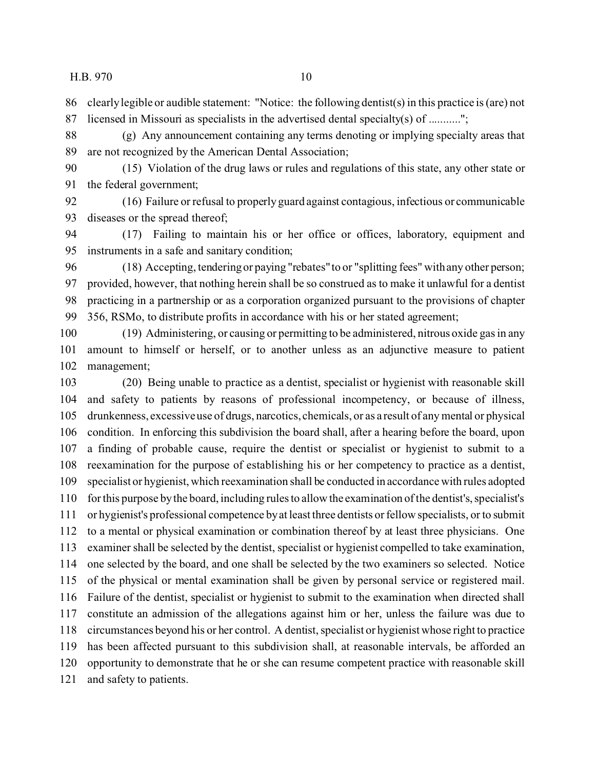clearly legible or audible statement: "Notice: the following dentist(s) in this practice is (are) not licensed in Missouri as specialists in the advertised dental specialty(s) of ...........";

(g) Any announcement containing any terms denoting or implying specialty areas that are not recognized by the American Dental Association;

(15) Violation of the drug laws or rules and regulations of this state, any other state or the federal government;

(16) Failure or refusal to properly guard against contagious, infectious or communicable diseases or the spread thereof;

(17) Failing to maintain his or her office or offices, laboratory, equipment and instruments in a safe and sanitary condition;

(18) Accepting, tendering or paying "rebates" to or "splitting fees" with any other person; provided, however, that nothing herein shall be so construed as to make it unlawful for a dentist practicing in a partnership or as a corporation organized pursuant to the provisions of chapter 356, RSMo, to distribute profits in accordance with his or her stated agreement;

(19) Administering, or causing or permitting to be administered, nitrous oxide gas in any amount to himself or herself, or to another unless as an adjunctive measure to patient management;

(20) Being unable to practice as a dentist, specialist or hygienist with reasonable skill and safety to patients by reasons of professional incompetency, or because of illness, drunkenness, excessive use of drugs, narcotics, chemicals, or as a result of any mental or physical condition. In enforcing this subdivision the board shall, after a hearing before the board, upon a finding of probable cause, require the dentist or specialist or hygienist to submit to a reexamination for the purpose of establishing his or her competency to practice as a dentist, specialist or hygienist, which reexamination shall be conducted in accordance with rules adopted for this purpose by the board, including rules to allow the examination of the dentist's, specialist's or hygienist's professional competence by at least three dentists or fellow specialists, or to submit to a mental or physical examination or combination thereof by at least three physicians. One examiner shall be selected by the dentist, specialist or hygienist compelled to take examination, one selected by the board, and one shall be selected by the two examiners so selected. Notice of the physical or mental examination shall be given by personal service or registered mail. Failure of the dentist, specialist or hygienist to submit to the examination when directed shall constitute an admission of the allegations against him or her, unless the failure was due to circumstances beyond his or her control. A dentist, specialist or hygienist whose right to practice has been affected pursuant to this subdivision shall, at reasonable intervals, be afforded an opportunity to demonstrate that he or she can resume competent practice with reasonable skill and safety to patients.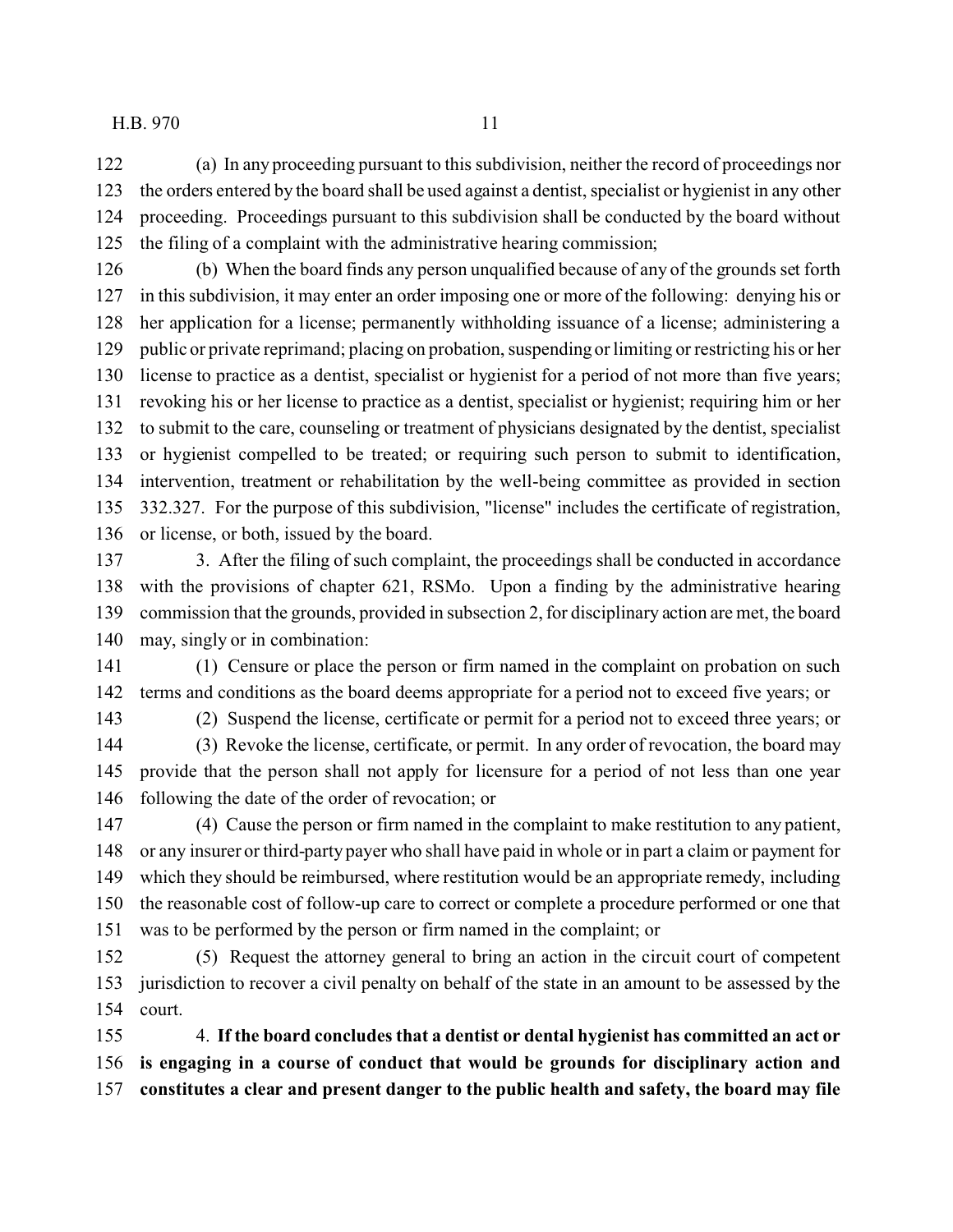(a) In any proceeding pursuant to this subdivision, neither the record of proceedings nor the orders entered by the board shall be used against a dentist, specialist or hygienist in any other proceeding. Proceedings pursuant to this subdivision shall be conducted by the board without the filing of a complaint with the administrative hearing commission;

(b) When the board finds any person unqualified because of any of the grounds set forth in this subdivision, it may enter an order imposing one or more of the following: denying his or her application for a license; permanently withholding issuance of a license; administering a public or private reprimand; placing on probation, suspending or limiting or restricting his or her license to practice as a dentist, specialist or hygienist for a period of not more than five years; revoking his or her license to practice as a dentist, specialist or hygienist; requiring him or her to submit to the care, counseling or treatment of physicians designated by the dentist, specialist or hygienist compelled to be treated; or requiring such person to submit to identification, intervention, treatment or rehabilitation by the well-being committee as provided in section 332.327. For the purpose of this subdivision, "license" includes the certificate of registration, or license, or both, issued by the board.

3. After the filing of such complaint, the proceedings shall be conducted in accordance with the provisions of chapter 621, RSMo. Upon a finding by the administrative hearing commission that the grounds, provided in subsection 2, for disciplinary action are met, the board may, singly or in combination:

(1) Censure or place the person or firm named in the complaint on probation on such terms and conditions as the board deems appropriate for a period not to exceed five years; or

(2) Suspend the license, certificate or permit for a period not to exceed three years; or

(3) Revoke the license, certificate, or permit. In any order of revocation, the board may provide that the person shall not apply for licensure for a period of not less than one year following the date of the order of revocation; or

(4) Cause the person or firm named in the complaint to make restitution to any patient, or any insurer or third-party payer who shall have paid in whole or in part a claim or payment for which they should be reimbursed, where restitution would be an appropriate remedy, including the reasonable cost of follow-up care to correct or complete a procedure performed or one that was to be performed by the person or firm named in the complaint; or

(5) Request the attorney general to bring an action in the circuit court of competent jurisdiction to recover a civil penalty on behalf of the state in an amount to be assessed by the court.

4. **If the board concludes that a dentist or dental hygienist has committed an act or is engaging in a course of conduct that would be grounds for disciplinary action and constitutes a clear and present danger to the public health and safety, the board may file**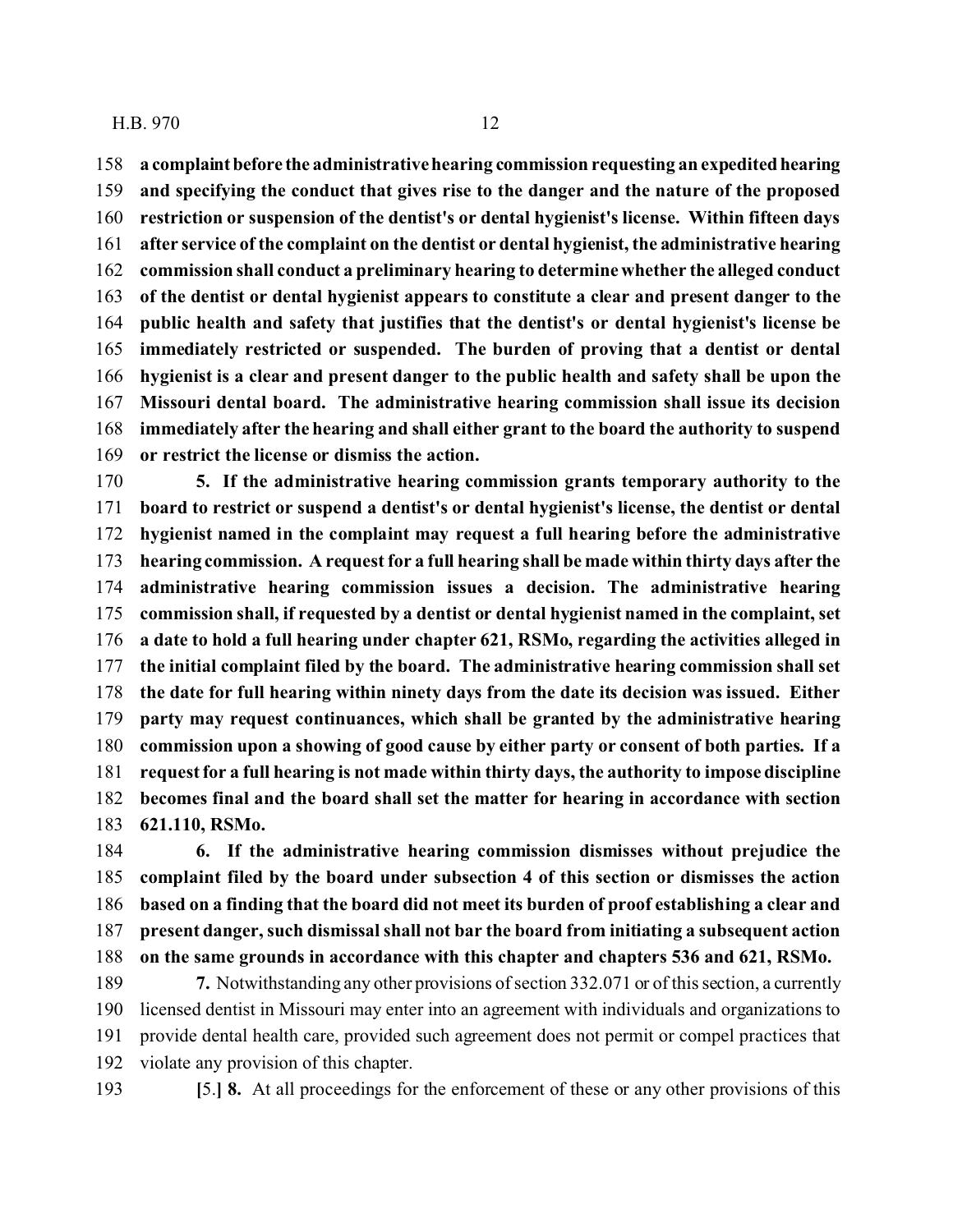**a complaint before the administrative hearing commission requesting an expedited hearing and specifying the conduct that gives rise to the danger and the nature of the proposed restriction or suspension of the dentist's or dental hygienist's license. Within fifteen days after service of the complaint on the dentist or dental hygienist, the administrative hearing commission shall conduct a preliminary hearing to determine whether the alleged conduct of the dentist or dental hygienist appears to constitute a clear and present danger to the public health and safety that justifies that the dentist's or dental hygienist's license be immediately restricted or suspended. The burden of proving that a dentist or dental hygienist is a clear and present danger to the public health and safety shall be upon the Missouri dental board. The administrative hearing commission shall issue its decision immediately after the hearing and shall either grant to the board the authority to suspend or restrict the license or dismiss the action.**

**5. If the administrative hearing commission grants temporary authority to the board to restrict or suspend a dentist's or dental hygienist's license, the dentist or dental hygienist named in the complaint may request a full hearing before the administrative hearing commission. A request for a full hearing shall be made within thirty days after the administrative hearing commission issues a decision. The administrative hearing commission shall, if requested by a dentist or dental hygienist named in the complaint, set a date to hold a full hearing under chapter 621, RSMo, regarding the activities alleged in the initial complaint filed by the board. The administrative hearing commission shall set the date for full hearing within ninety days from the date its decision was issued. Either party may request continuances, which shall be granted by the administrative hearing commission upon a showing of good cause by either party or consent of both parties. If a request for a full hearing is not made within thirty days, the authority to impose discipline becomes final and the board shall set the matter for hearing in accordance with section 621.110, RSMo.**

**6. If the administrative hearing commission dismisses without prejudice the complaint filed by the board under subsection 4 of this section or dismisses the action based on a finding that the board did not meet its burden of proof establishing a clear and present danger, such dismissal shall not bar the board from initiating a subsequent action on the same grounds in accordance with this chapter and chapters 536 and 621, RSMo.**

**7.** Notwithstanding any other provisions of section 332.071 or of this section, a currently licensed dentist in Missouri may enter into an agreement with individuals and organizations to provide dental health care, provided such agreement does not permit or compel practices that violate any provision of this chapter.

[5.] **8.** At all proceedings for the enforcement of these or any other provisions of this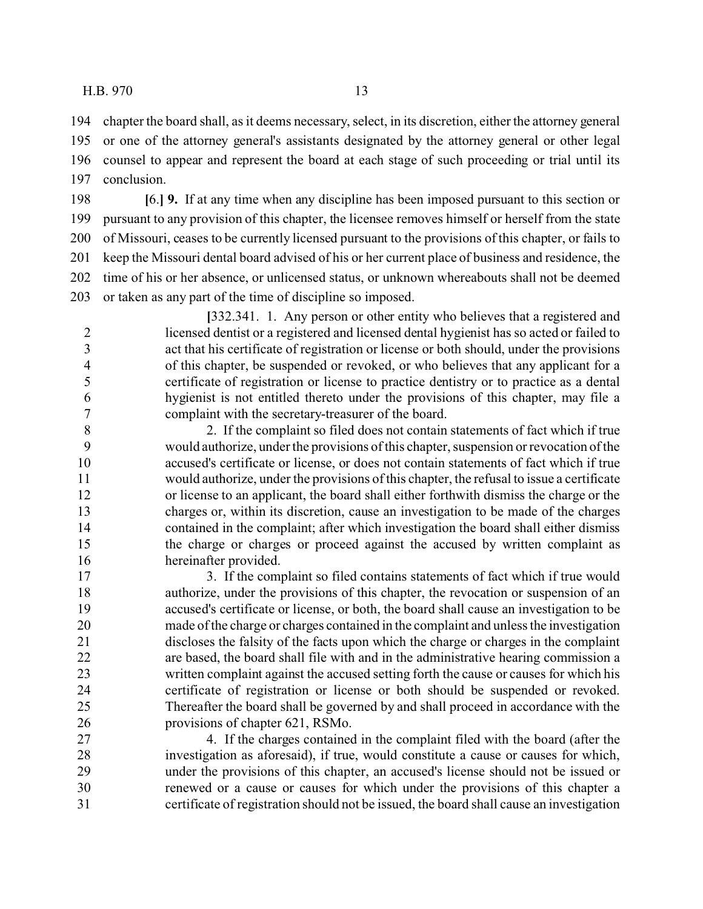chapter the board shall, as it deems necessary, select, in its discretion, either the attorney general or one of the attorney general's assistants designated by the attorney general or other legal counsel to appear and represent the board at each stage of such proceeding or trial until its conclusion.

[6.] **9.** If at any time when any discipline has been imposed pursuant to this section or pursuant to any provision of this chapter, the licensee removes himself or herself from the state of Missouri, ceases to be currently licensed pursuant to the provisions of this chapter, or fails to keep the Missouri dental board advised of his or her current place of business and residence, the time of his or her absence, or unlicensed status, or unknown whereabouts shall not be deemed or taken as any part of the time of discipline so imposed.

[332.341. 1. Any person or other entity who believes that a registered and licensed dentist or a registered and licensed dental hygienist has so acted or failed to act that his certificate of registration or license or both should, under the provisions of this chapter, be suspended or revoked, or who believes that any applicant for a certificate of registration or license to practice dentistry or to practice as a dental hygienist is not entitled thereto under the provisions of this chapter, may file a complaint with the secretary-treasurer of the board.

2. If the complaint so filed does not contain statements of fact which if true would authorize, under the provisions of this chapter, suspension or revocation of the accused's certificate or license, or does not contain statements of fact which if true would authorize, under the provisions of this chapter, the refusal to issue a certificate or license to an applicant, the board shall either forthwith dismiss the charge or the charges or, within its discretion, cause an investigation to be made of the charges contained in the complaint; after which investigation the board shall either dismiss the charge or charges or proceed against the accused by written complaint as hereinafter provided.

3. If the complaint so filed contains statements of fact which if true would authorize, under the provisions of this chapter, the revocation or suspension of an accused's certificate or license, or both, the board shall cause an investigation to be made of the charge or charges contained in the complaint and unless the investigation discloses the falsity of the facts upon which the charge or charges in the complaint are based, the board shall file with and in the administrative hearing commission a written complaint against the accused setting forth the cause or causes for which his certificate of registration or license or both should be suspended or revoked. Thereafter the board shall be governed by and shall proceed in accordance with the provisions of chapter 621, RSMo.

4. If the charges contained in the complaint filed with the board (after the investigation as aforesaid), if true, would constitute a cause or causes for which, under the provisions of this chapter, an accused's license should not be issued or renewed or a cause or causes for which under the provisions of this chapter a certificate of registration should not be issued, the board shall cause an investigation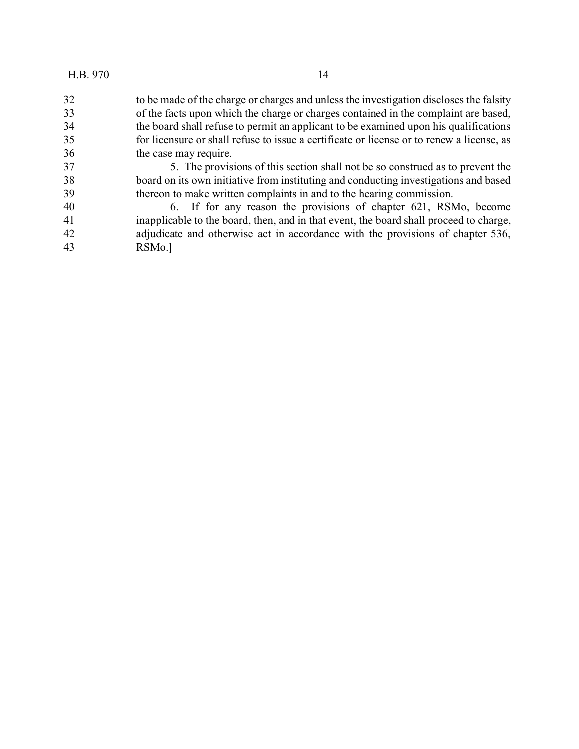32 to be made of the charge or charges and unless the investigation discloses the falsity
33 of the facts upon which the charge or charges contained in the complaint are based,
34 the board shall refuse to permit an applicant to be examined upon his qualifications
35 for licensure or shall refuse to issue a certificate or license or to renew a license, as
36 the case may require.

37 5. The provisions of this section shall not be so construed as to prevent the
38 board on its own initiative from instituting and conducting investigations and based
39 thereon to make written complaints in and to the hearing commission.

40 6. If for any reason the provisions of chapter 621, RSMo, become
41 inapplicable to the board, then, and in that event, the board shall proceed to charge,
42 adjudicate and otherwise act in accordance with the provisions of chapter 536,
43 RSMo.**]**